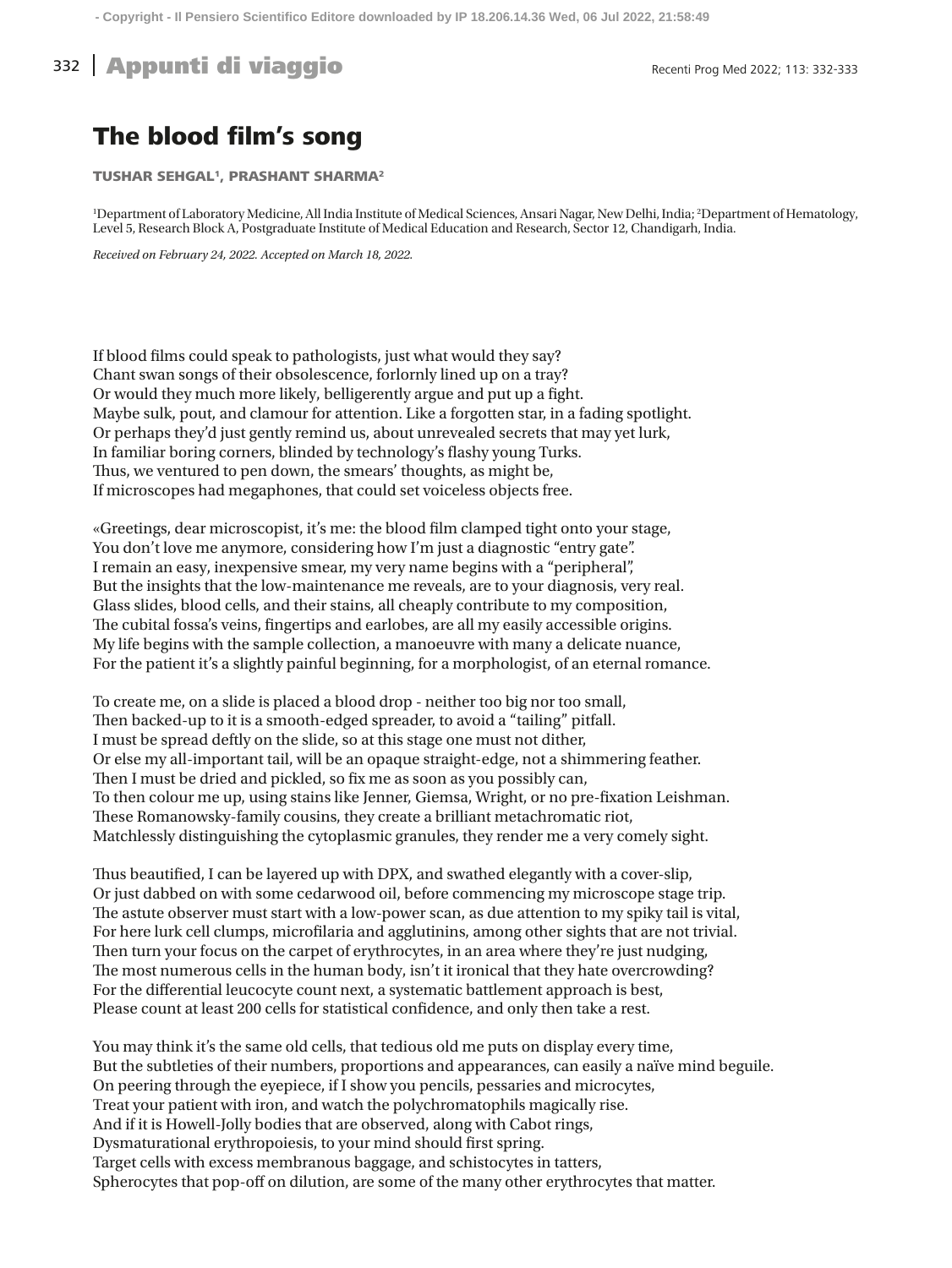# The blood film's song

**TUSHAR SEHGAL[1], PRASHANT SHARMA[2]**

[1]Department of Laboratory Medicine, All India Institute of Medical Sciences, Ansari Nagar, New Delhi, India; [2]Department of Hematology, Level 5, Research Block A, Postgraduate Institute of Medical Education and Research, Sector 12, Chandigarh, India.

*Received on February 24, 2022. Accepted on March 18, 2022.*

If blood films could speak to pathologists, just what would they say?
Chant swan songs of their obsolescence, forlornly lined up on a tray?
Or would they much more likely, belligerently argue and put up a fight.
Maybe sulk, pout, and clamour for attention. Like a forgotten star, in a fading spotlight.
Or perhaps they'd just gently remind us, about unrevealed secrets that may yet lurk,
In familiar boring corners, blinded by technology's flashy young Turks.
Thus, we ventured to pen down, the smears' thoughts, as might be,
If microscopes had megaphones, that could set voiceless objects free.

«Greetings, dear microscopist, it's me: the blood film clamped tight onto your stage,
You don't love me anymore, considering how I'm just a diagnostic "entry gate".
I remain an easy, inexpensive smear, my very name begins with a "peripheral",
But the insights that the low-maintenance me reveals, are to your diagnosis, very real.
Glass slides, blood cells, and their stains, all cheaply contribute to my composition,
The cubital fossa's veins, fingertips and earlobes, are all my easily accessible origins.
My life begins with the sample collection, a manoeuvre with many a delicate nuance,
For the patient it's a slightly painful beginning, for a morphologist, of an eternal romance.

To create me, on a slide is placed a blood drop - neither too big nor too small,
Then backed-up to it is a smooth-edged spreader, to avoid a "tailing" pitfall.
I must be spread deftly on the slide, so at this stage one must not dither,
Or else my all-important tail, will be an opaque straight-edge, not a shimmering feather.
Then I must be dried and pickled, so fix me as soon as you possibly can,
To then colour me up, using stains like Jenner, Giemsa, Wright, or no pre-fixation Leishman.
These Romanowsky-family cousins, they create a brilliant metachromatic riot,
Matchlessly distinguishing the cytoplasmic granules, they render me a very comely sight.

Thus beautified, I can be layered up with DPX, and swathed elegantly with a cover-slip,
Or just dabbed on with some cedarwood oil, before commencing my microscope stage trip.
The astute observer must start with a low-power scan, as due attention to my spiky tail is vital,
For here lurk cell clumps, microfilaria and agglutinins, among other sights that are not trivial.
Then turn your focus on the carpet of erythrocytes, in an area where they're just nudging,
The most numerous cells in the human body, isn't it ironical that they hate overcrowding?
For the differential leucocyte count next, a systematic battlement approach is best,
Please count at least 200 cells for statistical confidence, and only then take a rest.

You may think it's the same old cells, that tedious old me puts on display every time,
But the subtleties of their numbers, proportions and appearances, can easily a naïve mind beguile.
On peering through the eyepiece, if I show you pencils, pessaries and microcytes,
Treat your patient with iron, and watch the polychromatophils magically rise.
And if it is Howell-Jolly bodies that are observed, along with Cabot rings,
Dysmaturational erythropoiesis, to your mind should first spring.
Target cells with excess membranous baggage, and schistocytes in tatters,
Spherocytes that pop-off on dilution, are some of the many other erythrocytes that matter.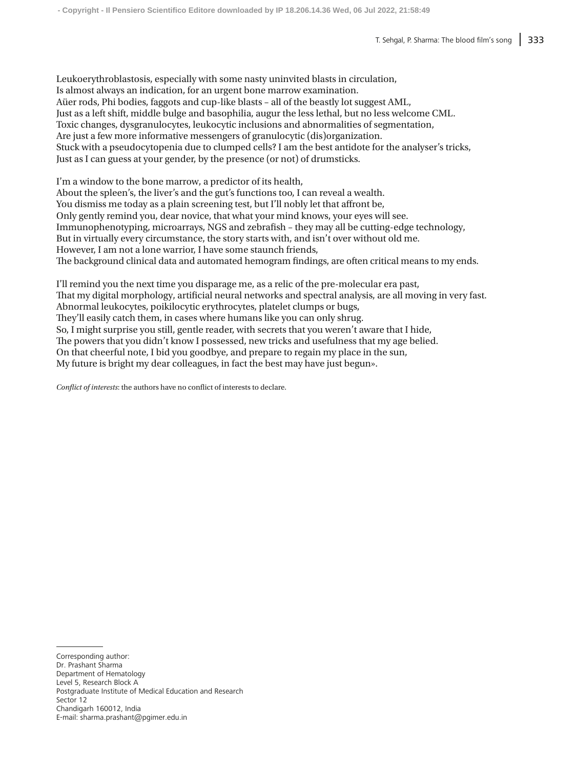Leukoerythroblastosis, especially with some nasty uninvited blasts in circulation,
Is almost always an indication, for an urgent bone marrow examination.
Aüer rods, Phi bodies, faggots and cup-like blasts – all of the beastly lot suggest AML,
Just as a left shift, middle bulge and basophilia, augur the less lethal, but no less welcome CML.
Toxic changes, dysgranulocytes, leukocytic inclusions and abnormalities of segmentation,
Are just a few more informative messengers of granulocytic (dis)organization.
Stuck with a pseudocytopenia due to clumped cells? I am the best antidote for the analyser's tricks,
Just as I can guess at your gender, by the presence (or not) of drumsticks.

I'm a window to the bone marrow, a predictor of its health,
About the spleen's, the liver's and the gut's functions too, I can reveal a wealth.
You dismiss me today as a plain screening test, but I'll nobly let that affront be,
Only gently remind you, dear novice, that what your mind knows, your eyes will see.
Immunophenotyping, microarrays, NGS and zebrafish – they may all be cutting-edge technology,
But in virtually every circumstance, the story starts with, and isn't over without old me.
However, I am not a lone warrior, I have some staunch friends,
The background clinical data and automated hemogram findings, are often critical means to my ends.

I'll remind you the next time you disparage me, as a relic of the pre-molecular era past,
That my digital morphology, artificial neural networks and spectral analysis, are all moving in very fast.
Abnormal leukocytes, poikilocytic erythrocytes, platelet clumps or bugs,
They'll easily catch them, in cases where humans like you can only shrug.
So, I might surprise you still, gentle reader, with secrets that you weren't aware that I hide,
The powers that you didn't know I possessed, new tricks and usefulness that my age belied.
On that cheerful note, I bid you goodbye, and prepare to regain my place in the sun,
My future is bright my dear colleagues, in fact the best may have just begun».

*Conflict of interests*: the authors have no conflict of interests to declare.

Corresponding author:
Dr. Prashant Sharma
Department of Hematology
Level 5, Research Block A
Postgraduate Institute of Medical Education and Research
Sector 12
Chandigarh 160012, India
E-mail: sharma.prashant@pgimer.edu.in